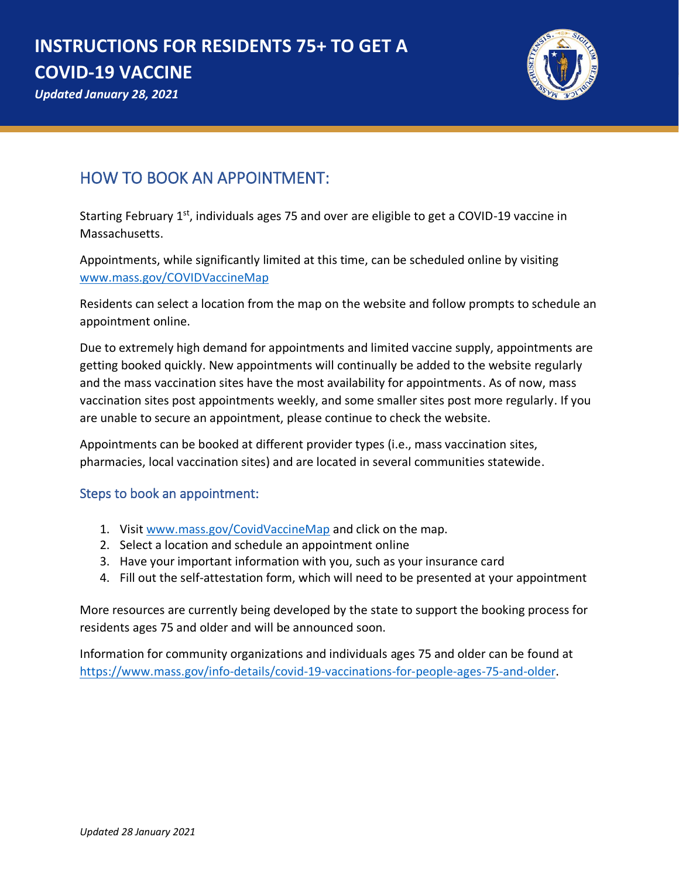# INSTRUCTIONS FOR RESIDENTS 75+ TO GET A COVID-19 VACCINE

*Updated January 28, 2021*

## HOW TO BOOK AN APPOINTMENT:

Starting February 1st, individuals ages 75 and over are eligible to get a COVID-19 vaccine in Massachusetts.

Appointments, while significantly limited at this time, can be scheduled online by visiting [www.mass.gov/COVIDVaccineMap](www.mass.gov/COVIDVaccineMap)

Residents can select a location from the map on the website and follow prompts to schedule an appointment online.

Due to extremely high demand for appointments and limited vaccine supply, appointments are getting booked quickly. New appointments will continually be added to the website regularly and the mass vaccination sites have the most availability for appointments. As of now, mass vaccination sites post appointments weekly, and some smaller sites post more regularly. If you are unable to secure an appointment, please continue to check the website.

Appointments can be booked at different provider types (i.e., mass vaccination sites, pharmacies, local vaccination sites) and are located in several communities statewide.

### Steps to book an appointment:

1. Visit [www.mass.gov/CovidVaccineMap](www.mass.gov/CovidVaccineMap) and click on the map.
2. Select a location and schedule an appointment online
3. Have your important information with you, such as your insurance card
4. Fill out the self-attestation form, which will need to be presented at your appointment

More resources are currently being developed by the state to support the booking process for residents ages 75 and older and will be announced soon.

Information for community organizations and individuals ages 75 and older can be found at [https://www.mass.gov/info-details/covid-19-vaccinations-for-people-ages-75-and-older](https://www.mass.gov/info-details/covid-19-vaccinations-for-people-ages-75-and-older).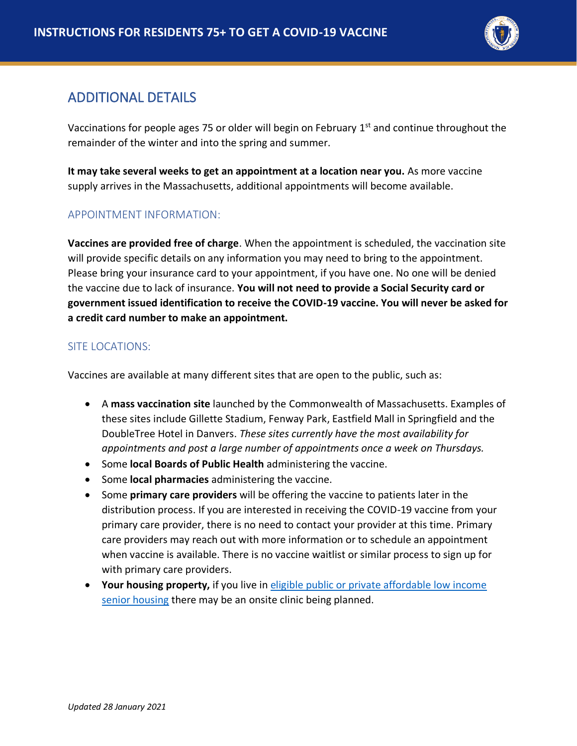## ADDITIONAL DETAILS

Vaccinations for people ages 75 or older will begin on February 1st and continue throughout the remainder of the winter and into the spring and summer.

**It may take several weeks to get an appointment at a location near you.** As more vaccine supply arrives in the Massachusetts, additional appointments will become available.

### APPOINTMENT INFORMATION:

**Vaccines are provided free of charge**. When the appointment is scheduled, the vaccination site will provide specific details on any information you may need to bring to the appointment. Please bring your insurance card to your appointment, if you have one. No one will be denied the vaccine due to lack of insurance. **You will not need to provide a Social Security card or government issued identification to receive the COVID-19 vaccine. You will never be asked for a credit card number to make an appointment.**

### SITE LOCATIONS:

Vaccines are available at many different sites that are open to the public, such as:

- A **mass vaccination site** launched by the Commonwealth of Massachusetts. Examples of these sites include Gillette Stadium, Fenway Park, Eastfield Mall in Springfield and the DoubleTree Hotel in Danvers. *These sites currently have the most availability for appointments and post a large number of appointments once a week on Thursdays.*
- Some **local Boards of Public Health** administering the vaccine.
- Some **local pharmacies** administering the vaccine.
- Some **primary care providers** will be offering the vaccine to patients later in the distribution process. If you are interested in receiving the COVID-19 vaccine from your primary care provider, there is no need to contact your provider at this time. Primary care providers may reach out with more information or to schedule an appointment when vaccine is available. There is no vaccine waitlist or similar process to sign up for with primary care providers.
- **Your housing property,** if you live in eligible public or private affordable low income senior housing there may be an onsite clinic being planned.

*Updated 28 January 2021*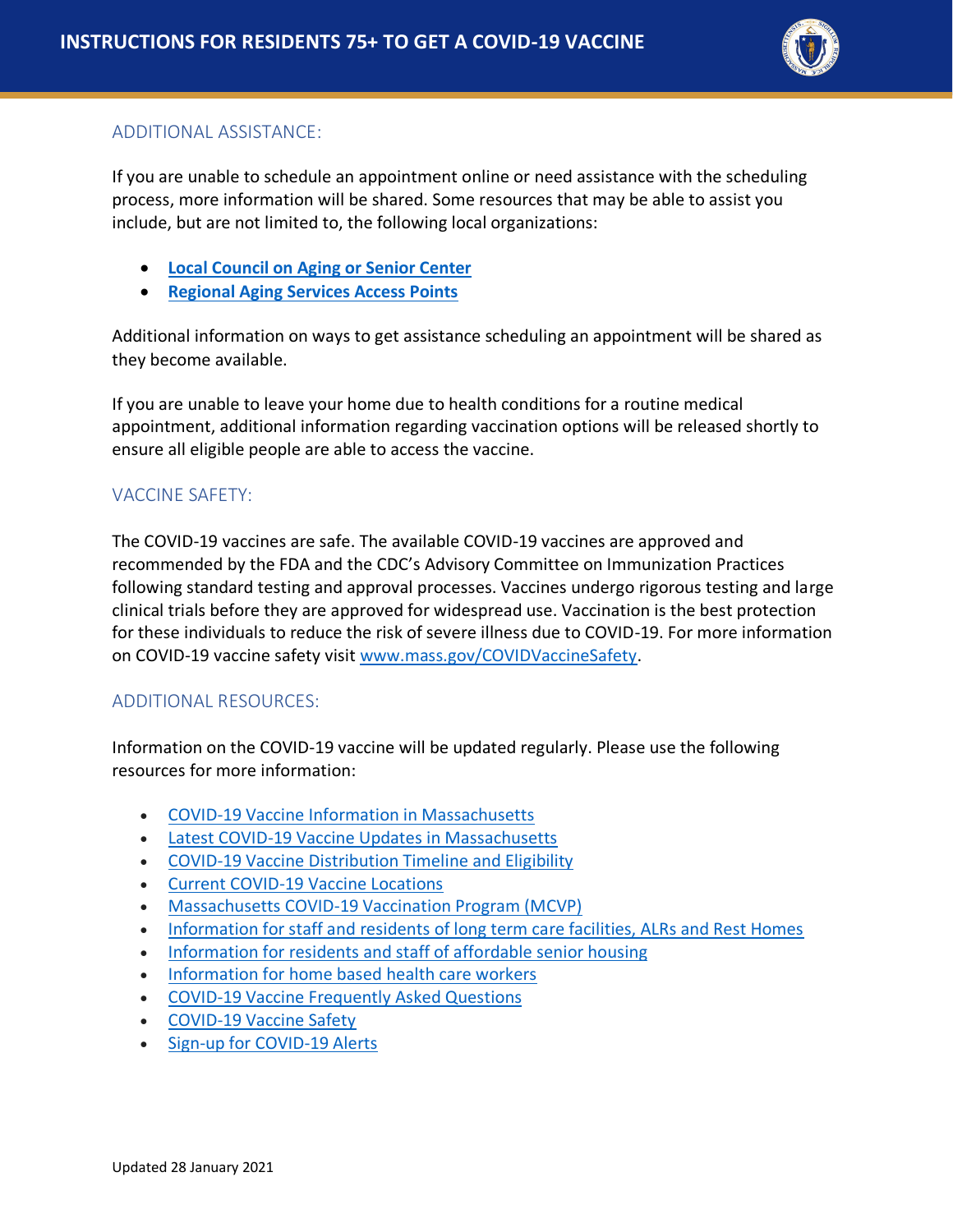## ADDITIONAL ASSISTANCE:

If you are unable to schedule an appointment online or need assistance with the scheduling process, more information will be shared. Some resources that may be able to assist you include, but are not limited to, the following local organizations:

- **Local Council on Aging or Senior Center**
- **Regional Aging Services Access Points**

Additional information on ways to get assistance scheduling an appointment will be shared as they become available.

If you are unable to leave your home due to health conditions for a routine medical appointment, additional information regarding vaccination options will be released shortly to ensure all eligible people are able to access the vaccine.

## VACCINE SAFETY:

The COVID-19 vaccines are safe. The available COVID-19 vaccines are approved and recommended by the FDA and the CDC's Advisory Committee on Immunization Practices following standard testing and approval processes. Vaccines undergo rigorous testing and large clinical trials before they are approved for widespread use. Vaccination is the best protection for these individuals to reduce the risk of severe illness due to COVID-19. For more information on COVID-19 vaccine safety visit www.mass.gov/COVIDVaccineSafety.

## ADDITIONAL RESOURCES:

Information on the COVID-19 vaccine will be updated regularly. Please use the following resources for more information:

- COVID-19 Vaccine Information in Massachusetts
- Latest COVID-19 Vaccine Updates in Massachusetts
- COVID-19 Vaccine Distribution Timeline and Eligibility
- Current COVID-19 Vaccine Locations
- Massachusetts COVID-19 Vaccination Program (MCVP)
- Information for staff and residents of long term care facilities, ALRs and Rest Homes
- Information for residents and staff of affordable senior housing
- Information for home based health care workers
- COVID-19 Vaccine Frequently Asked Questions
- COVID-19 Vaccine Safety
- Sign-up for COVID-19 Alerts

Updated 28 January 2021